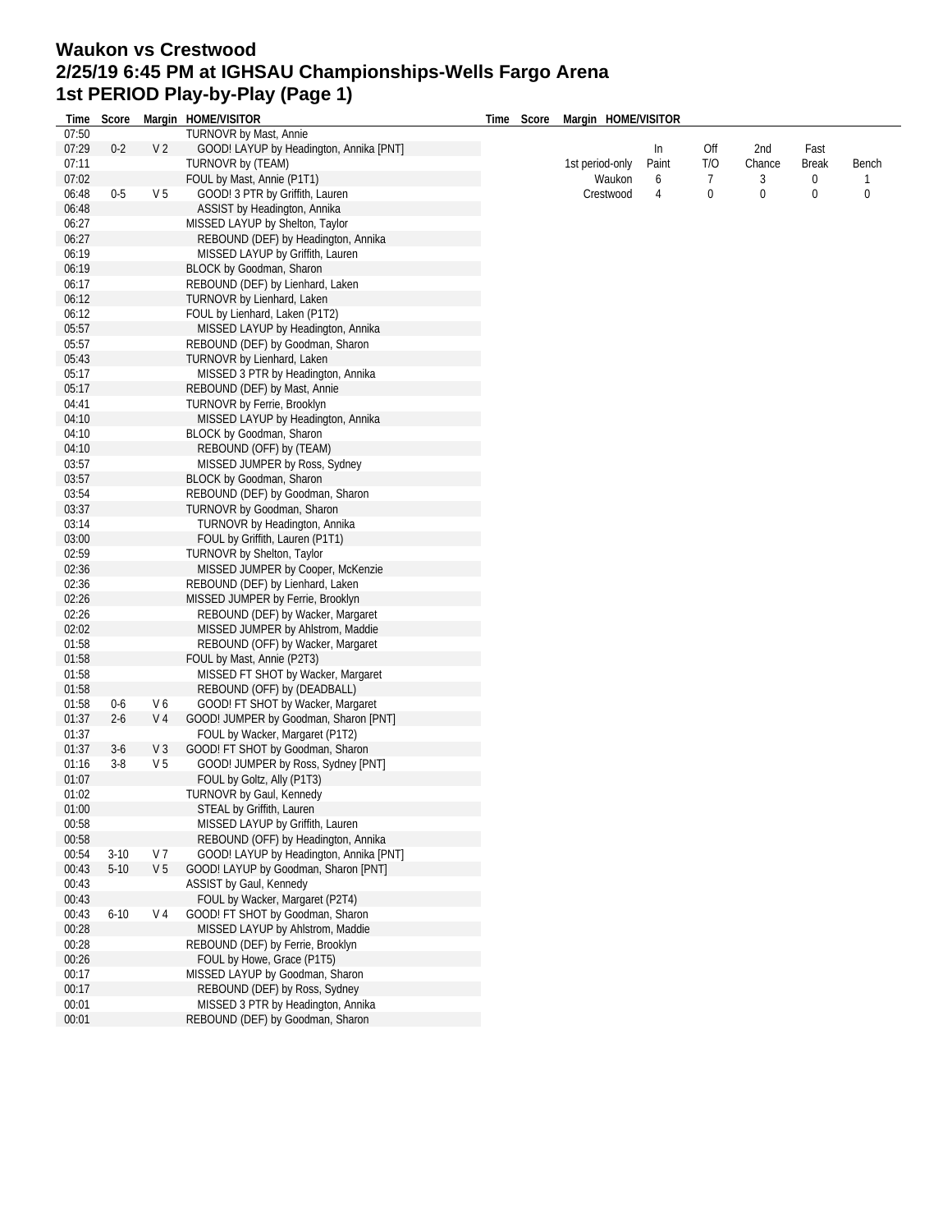# Waukon vs Crestwood
# 2/25/19 6:45 PM at IGHSAU Championships-Wells Fargo Arena
# 1st PERIOD Play-by-Play (Page 1)

| Time | Score | Margin | HOME/VISITOR |
|---|---|---|---|
| 07:50 | | | TURNOVR by Mast, Annie |
| 07:29 | 0-2 | V 2 | GOOD! LAYUP by Headington, Annika [PNT] |
| 07:11 | | | TURNOVR by (TEAM) |
| 07:02 | | | FOUL by Mast, Annie (P1T1) |
| 06:48 | 0-5 | V 5 | GOOD! 3 PTR by Griffith, Lauren |
| 06:48 | | | ASSIST by Headington, Annika |
| 06:27 | | | MISSED LAYUP by Shelton, Taylor |
| 06:27 | | | REBOUND (DEF) by Headington, Annika |
| 06:19 | | | MISSED LAYUP by Griffith, Lauren |
| 06:19 | | | BLOCK by Goodman, Sharon |
| 06:17 | | | REBOUND (DEF) by Lienhard, Laken |
| 06:12 | | | TURNOVR by Lienhard, Laken |
| 06:12 | | | FOUL by Lienhard, Laken (P1T2) |
| 05:57 | | | MISSED LAYUP by Headington, Annika |
| 05:57 | | | REBOUND (DEF) by Goodman, Sharon |
| 05:43 | | | TURNOVR by Lienhard, Laken |
| 05:17 | | | MISSED 3 PTR by Headington, Annika |
| 05:17 | | | REBOUND (DEF) by Mast, Annie |
| 04:41 | | | TURNOVR by Ferrie, Brooklyn |
| 04:10 | | | MISSED LAYUP by Headington, Annika |
| 04:10 | | | BLOCK by Goodman, Sharon |
| 04:10 | | | REBOUND (OFF) by (TEAM) |
| 03:57 | | | MISSED JUMPER by Ross, Sydney |
| 03:57 | | | BLOCK by Goodman, Sharon |
| 03:54 | | | REBOUND (DEF) by Goodman, Sharon |
| 03:37 | | | TURNOVR by Goodman, Sharon |
| 03:14 | | | TURNOVR by Headington, Annika |
| 03:00 | | | FOUL by Griffith, Lauren (P1T1) |
| 02:59 | | | TURNOVR by Shelton, Taylor |
| 02:36 | | | MISSED JUMPER by Cooper, McKenzie |
| 02:36 | | | REBOUND (DEF) by Lienhard, Laken |
| 02:26 | | | MISSED JUMPER by Ferrie, Brooklyn |
| 02:26 | | | REBOUND (DEF) by Wacker, Margaret |
| 02:02 | | | MISSED JUMPER by Ahlstrom, Maddie |
| 01:58 | | | REBOUND (OFF) by Wacker, Margaret |
| 01:58 | | | FOUL by Mast, Annie (P2T3) |
| 01:58 | | | MISSED FT SHOT by Wacker, Margaret |
| 01:58 | | | REBOUND (OFF) by (DEADBALL) |
| 01:58 | 0-6 | V 6 | GOOD! FT SHOT by Wacker, Margaret |
| 01:37 | 2-6 | V 4 | GOOD! JUMPER by Goodman, Sharon [PNT] |
| 01:37 | | | FOUL by Wacker, Margaret (P1T2) |
| 01:37 | 3-6 | V 3 | GOOD! FT SHOT by Goodman, Sharon |
| 01:16 | 3-8 | V 5 | GOOD! JUMPER by Ross, Sydney [PNT] |
| 01:07 | | | FOUL by Goltz, Ally (P1T3) |
| 01:02 | | | TURNOVR by Gaul, Kennedy |
| 01:00 | | | STEAL by Griffith, Lauren |
| 00:58 | | | MISSED LAYUP by Griffith, Lauren |
| 00:58 | | | REBOUND (OFF) by Headington, Annika |
| 00:54 | 3-10 | V 7 | GOOD! LAYUP by Headington, Annika [PNT] |
| 00:43 | 5-10 | V 5 | GOOD! LAYUP by Goodman, Sharon [PNT] |
| 00:43 | | | ASSIST by Gaul, Kennedy |
| 00:43 | | | FOUL by Wacker, Margaret (P2T4) |
| 00:43 | 6-10 | V 4 | GOOD! FT SHOT by Goodman, Sharon |
| 00:28 | | | MISSED LAYUP by Ahlstrom, Maddie |
| 00:28 | | | REBOUND (DEF) by Ferrie, Brooklyn |
| 00:26 | | | FOUL by Howe, Grace (P1T5) |
| 00:17 | | | MISSED LAYUP by Goodman, Sharon |
| 00:17 | | | REBOUND (DEF) by Ross, Sydney |
| 00:01 | | | MISSED 3 PTR by Headington, Annika |
| 00:01 | | | REBOUND (DEF) by Goodman, Sharon |

| 1st period-only | In Paint | Off T/O | 2nd Chance | Fast Break | Bench |
|---|---|---|---|---|---|
| Waukon | 6 | 7 | 3 | 0 | 1 |
| Crestwood | 4 | 0 | 0 | 0 | 0 |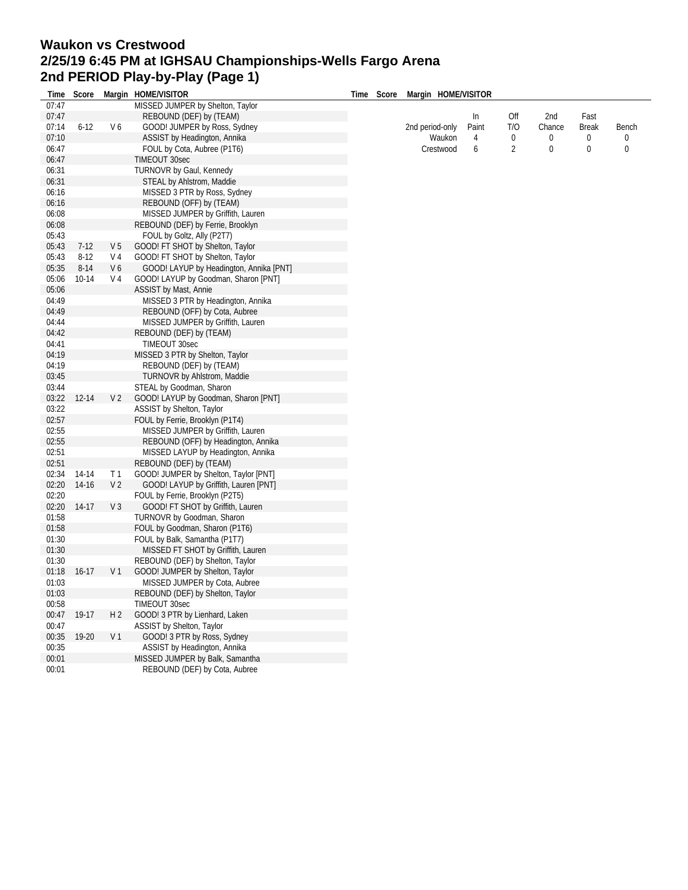# Waukon vs Crestwood
## 2/25/19 6:45 PM at IGHSAU Championships-Wells Fargo Arena
## 2nd PERIOD Play-by-Play (Page 1)

| Time | Score | Margin | HOME/VISITOR |
|---|---|---|---|
| 07:47 | | | MISSED JUMPER by Shelton, Taylor |
| 07:47 | | | REBOUND (DEF) by (TEAM) |
| 07:14 | 6-12 | V 6 | GOOD! JUMPER by Ross, Sydney |
| 07:10 | | | ASSIST by Headington, Annika |
| 06:47 | | | FOUL by Cota, Aubree (P1T6) |
| 06:47 | | | TIMEOUT 30sec |
| 06:31 | | | TURNOVR by Gaul, Kennedy |
| 06:31 | | | STEAL by Ahlstrom, Maddie |
| 06:16 | | | MISSED 3 PTR by Ross, Sydney |
| 06:16 | | | REBOUND (OFF) by (TEAM) |
| 06:08 | | | MISSED JUMPER by Griffith, Lauren |
| 06:08 | | | REBOUND (DEF) by Ferrie, Brooklyn |
| 05:43 | | | FOUL by Goltz, Ally (P2T7) |
| 05:43 | 7-12 | V 5 | GOOD! FT SHOT by Shelton, Taylor |
| 05:43 | 8-12 | V 4 | GOOD! FT SHOT by Shelton, Taylor |
| 05:35 | 8-14 | V 6 | GOOD! LAYUP by Headington, Annika [PNT] |
| 05:06 | 10-14 | V 4 | GOOD! LAYUP by Goodman, Sharon [PNT] |
| 05:06 | | | ASSIST by Mast, Annie |
| 04:49 | | | MISSED 3 PTR by Headington, Annika |
| 04:49 | | | REBOUND (OFF) by Cota, Aubree |
| 04:44 | | | MISSED JUMPER by Griffith, Lauren |
| 04:42 | | | REBOUND (DEF) by (TEAM) |
| 04:41 | | | TIMEOUT 30sec |
| 04:19 | | | MISSED 3 PTR by Shelton, Taylor |
| 04:19 | | | REBOUND (DEF) by (TEAM) |
| 03:45 | | | TURNOVR by Ahlstrom, Maddie |
| 03:44 | | | STEAL by Goodman, Sharon |
| 03:22 | 12-14 | V 2 | GOOD! LAYUP by Goodman, Sharon [PNT] |
| 03:22 | | | ASSIST by Shelton, Taylor |
| 02:57 | | | FOUL by Ferrie, Brooklyn (P1T4) |
| 02:55 | | | MISSED JUMPER by Griffith, Lauren |
| 02:55 | | | REBOUND (OFF) by Headington, Annika |
| 02:51 | | | MISSED LAYUP by Headington, Annika |
| 02:51 | | | REBOUND (DEF) by (TEAM) |
| 02:34 | 14-14 | T 1 | GOOD! JUMPER by Shelton, Taylor [PNT] |
| 02:20 | 14-16 | V 2 | GOOD! LAYUP by Griffith, Lauren [PNT] |
| 02:20 | | | FOUL by Ferrie, Brooklyn (P2T5) |
| 02:20 | 14-17 | V 3 | GOOD! FT SHOT by Griffith, Lauren |
| 01:58 | | | TURNOVR by Goodman, Sharon |
| 01:58 | | | FOUL by Goodman, Sharon (P1T6) |
| 01:30 | | | FOUL by Balk, Samantha (P1T7) |
| 01:30 | | | MISSED FT SHOT by Griffith, Lauren |
| 01:30 | | | REBOUND (DEF) by Shelton, Taylor |
| 01:18 | 16-17 | V 1 | GOOD! JUMPER by Shelton, Taylor |
| 01:03 | | | MISSED JUMPER by Cota, Aubree |
| 01:03 | | | REBOUND (DEF) by Shelton, Taylor |
| 00:58 | | | TIMEOUT 30sec |
| 00:47 | 19-17 | H 2 | GOOD! 3 PTR by Lienhard, Laken |
| 00:47 | | | ASSIST by Shelton, Taylor |
| 00:35 | 19-20 | V 1 | GOOD! 3 PTR by Ross, Sydney |
| 00:35 | | | ASSIST by Headington, Annika |
| 00:01 | | | MISSED JUMPER by Balk, Samantha |
| 00:01 | | | REBOUND (DEF) by Cota, Aubree |

| 2nd period-only | In Paint | Off T/O | 2nd Chance | Fast Break | Bench |
|---|---|---|---|---|---|
| Waukon | 4 | 0 | 0 | 0 | 0 |
| Crestwood | 6 | 2 | 0 | 0 | 0 |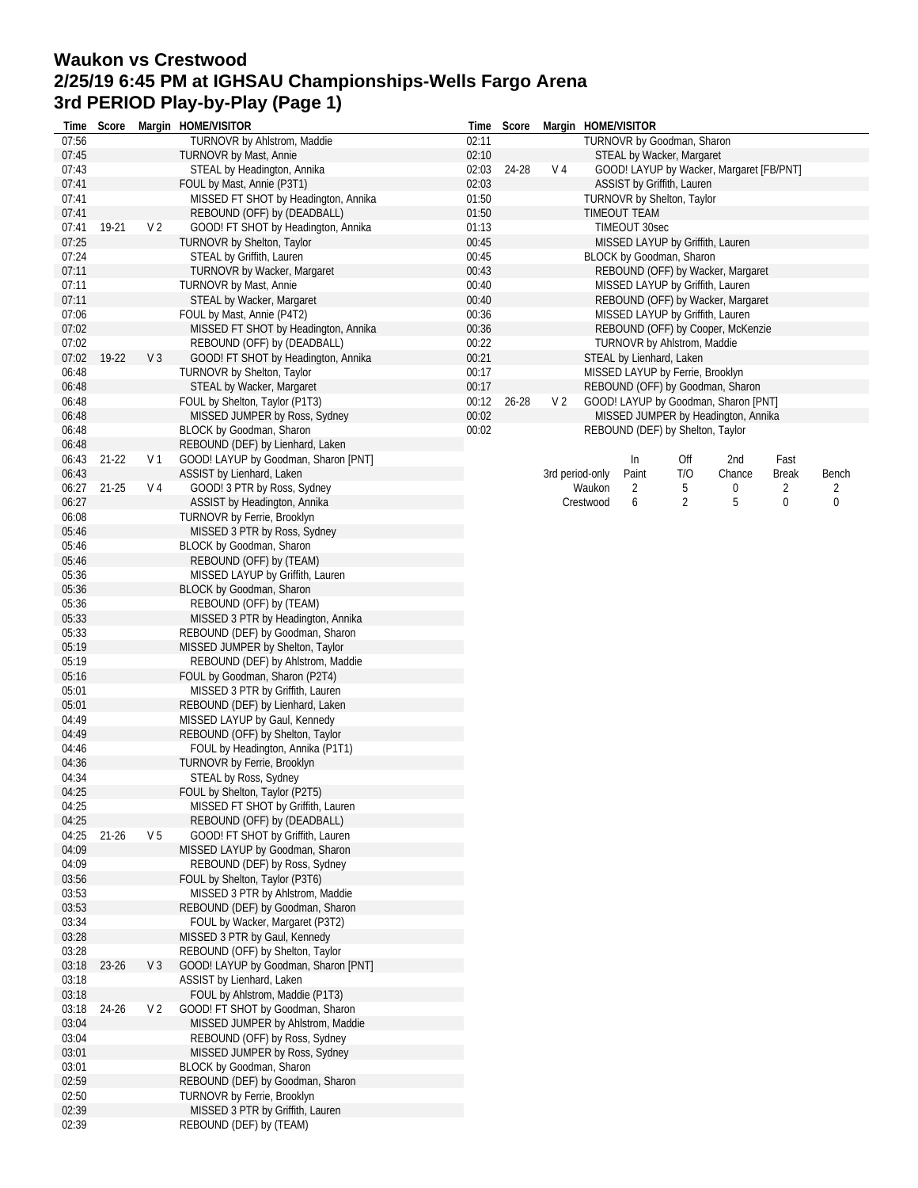# Waukon vs Crestwood
## 2/25/19 6:45 PM at IGHSAU Championships-Wells Fargo Arena
## 3rd PERIOD Play-by-Play (Page 1)

| Time | Score | Margin | HOME/VISITOR |
|---|---|---|---|
| 07:56 | | | TURNOVR by Ahlstrom, Maddie |
| 07:45 | | | TURNOVR by Mast, Annie |
| 07:43 | | | STEAL by Headington, Annika |
| 07:41 | | | FOUL by Mast, Annie (P3T1) |
| 07:41 | | | MISSED FT SHOT by Headington, Annika |
| 07:41 | | | REBOUND (OFF) by (DEADBALL) |
| 07:41 | 19-21 | V 2 | GOOD! FT SHOT by Headington, Annika |
| 07:25 | | | TURNOVR by Shelton, Taylor |
| 07:24 | | | STEAL by Griffith, Lauren |
| 07:11 | | | TURNOVR by Wacker, Margaret |
| 07:11 | | | TURNOVR by Mast, Annie |
| 07:11 | | | STEAL by Wacker, Margaret |
| 07:06 | | | FOUL by Mast, Annie (P4T2) |
| 07:02 | | | MISSED FT SHOT by Headington, Annika |
| 07:02 | | | REBOUND (OFF) by (DEADBALL) |
| 07:02 | 19-22 | V 3 | GOOD! FT SHOT by Headington, Annika |
| 06:48 | | | TURNOVR by Shelton, Taylor |
| 06:48 | | | STEAL by Wacker, Margaret |
| 06:48 | | | FOUL by Shelton, Taylor (P1T3) |
| 06:48 | | | MISSED JUMPER by Ross, Sydney |
| 06:48 | | | BLOCK by Goodman, Sharon |
| 06:48 | | | REBOUND (DEF) by Lienhard, Laken |
| 06:43 | 21-22 | V 1 | GOOD! LAYUP by Goodman, Sharon [PNT] |
| 06:43 | | | ASSIST by Lienhard, Laken |
| 06:27 | 21-25 | V 4 | GOOD! 3 PTR by Ross, Sydney |
| 06:27 | | | ASSIST by Headington, Annika |
| 06:08 | | | TURNOVR by Ferrie, Brooklyn |
| 05:46 | | | MISSED 3 PTR by Ross, Sydney |
| 05:46 | | | BLOCK by Goodman, Sharon |
| 05:46 | | | REBOUND (OFF) by (TEAM) |
| 05:36 | | | MISSED LAYUP by Griffith, Lauren |
| 05:36 | | | BLOCK by Goodman, Sharon |
| 05:36 | | | REBOUND (OFF) by (TEAM) |
| 05:33 | | | MISSED 3 PTR by Headington, Annika |
| 05:33 | | | REBOUND (DEF) by Goodman, Sharon |
| 05:19 | | | MISSED JUMPER by Shelton, Taylor |
| 05:19 | | | REBOUND (DEF) by Ahlstrom, Maddie |
| 05:16 | | | FOUL by Goodman, Sharon (P2T4) |
| 05:01 | | | MISSED 3 PTR by Griffith, Lauren |
| 05:01 | | | REBOUND (DEF) by Lienhard, Laken |
| 04:49 | | | MISSED LAYUP by Gaul, Kennedy |
| 04:49 | | | REBOUND (OFF) by Shelton, Taylor |
| 04:46 | | | FOUL by Headington, Annika (P1T1) |
| 04:36 | | | TURNOVR by Ferrie, Brooklyn |
| 04:34 | | | STEAL by Ross, Sydney |
| 04:25 | | | FOUL by Shelton, Taylor (P2T5) |
| 04:25 | | | MISSED FT SHOT by Griffith, Lauren |
| 04:25 | | | REBOUND (OFF) by (DEADBALL) |
| 04:25 | 21-26 | V 5 | GOOD! FT SHOT by Griffith, Lauren |
| 04:09 | | | MISSED LAYUP by Goodman, Sharon |
| 04:09 | | | REBOUND (DEF) by Ross, Sydney |
| 03:56 | | | FOUL by Shelton, Taylor (P3T6) |
| 03:53 | | | MISSED 3 PTR by Ahlstrom, Maddie |
| 03:53 | | | REBOUND (DEF) by Goodman, Sharon |
| 03:34 | | | FOUL by Wacker, Margaret (P3T2) |
| 03:28 | | | MISSED 3 PTR by Gaul, Kennedy |
| 03:28 | | | REBOUND (OFF) by Shelton, Taylor |
| 03:18 | 23-26 | V 3 | GOOD! LAYUP by Goodman, Sharon [PNT] |
| 03:18 | | | ASSIST by Lienhard, Laken |
| 03:18 | | | FOUL by Ahlstrom, Maddie (P1T3) |
| 03:18 | 24-26 | V 2 | GOOD! FT SHOT by Goodman, Sharon |
| 03:04 | | | MISSED JUMPER by Ahlstrom, Maddie |
| 03:04 | | | REBOUND (OFF) by Ross, Sydney |
| 03:01 | | | MISSED JUMPER by Ross, Sydney |
| 03:01 | | | BLOCK by Goodman, Sharon |
| 02:59 | | | REBOUND (DEF) by Goodman, Sharon |
| 02:50 | | | TURNOVR by Ferrie, Brooklyn |
| 02:39 | | | MISSED 3 PTR by Griffith, Lauren |
| 02:39 | | | REBOUND (DEF) by (TEAM) |
| 02:11 | | | TURNOVR by Goodman, Sharon |
| 02:10 | | | STEAL by Wacker, Margaret |
| 02:03 | 24-28 | V 4 | GOOD! LAYUP by Wacker, Margaret [FB/PNT] |
| 02:03 | | | ASSIST by Griffith, Lauren |
| 01:50 | | | TURNOVR by Shelton, Taylor |
| 01:50 | | | TIMEOUT TEAM |
| 01:13 | | | TIMEOUT 30sec |
| 00:45 | | | MISSED LAYUP by Griffith, Lauren |
| 00:45 | | | BLOCK by Goodman, Sharon |
| 00:43 | | | REBOUND (OFF) by Wacker, Margaret |
| 00:40 | | | MISSED LAYUP by Griffith, Lauren |
| 00:40 | | | REBOUND (OFF) by Wacker, Margaret |
| 00:36 | | | MISSED LAYUP by Griffith, Lauren |
| 00:36 | | | REBOUND (OFF) by Cooper, McKenzie |
| 00:22 | | | TURNOVR by Ahlstrom, Maddie |
| 00:21 | | | STEAL by Lienhard, Laken |
| 00:17 | | | MISSED LAYUP by Ferrie, Brooklyn |
| 00:17 | | | REBOUND (OFF) by Goodman, Sharon |
| 00:12 | 26-28 | V 2 | GOOD! LAYUP by Goodman, Sharon [PNT] |
| 00:02 | | | MISSED JUMPER by Headington, Annika |
| 00:02 | | | REBOUND (DEF) by Shelton, Taylor |

| 3rd period-only | In Paint | Off T/O | 2nd Chance | Fast Break | Bench |
|---|---|---|---|---|---|
| Waukon | 2 | 5 | 0 | 2 | 2 |
| Crestwood | 6 | 2 | 5 | 0 | 0 |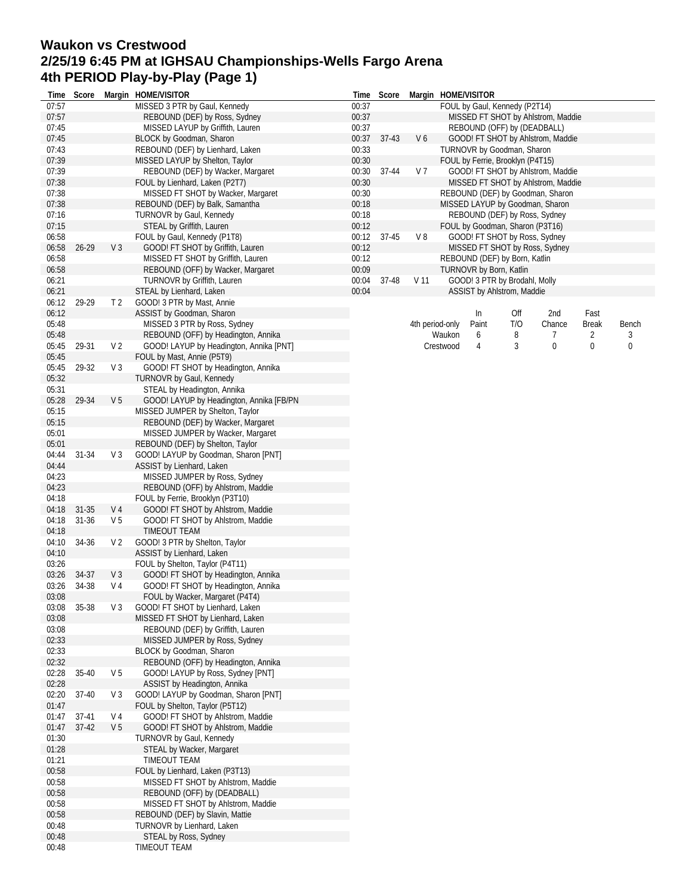# Waukon vs Crestwood
## 2/25/19 6:45 PM at IGHSAU Championships-Wells Fargo Arena
## 4th PERIOD Play-by-Play (Page 1)

| Time | Score | Margin | HOME/VISITOR |
|---|---|---|---|
| 07:57 | | | MISSED 3 PTR by Gaul, Kennedy |
| 07:57 | | | REBOUND (DEF) by Ross, Sydney |
| 07:45 | | | MISSED LAYUP by Griffith, Lauren |
| 07:45 | | | BLOCK by Goodman, Sharon |
| 07:43 | | | REBOUND (DEF) by Lienhard, Laken |
| 07:39 | | | MISSED LAYUP by Shelton, Taylor |
| 07:39 | | | REBOUND (DEF) by Wacker, Margaret |
| 07:38 | | | FOUL by Lienhard, Laken (P2T7) |
| 07:38 | | | MISSED FT SHOT by Wacker, Margaret |
| 07:38 | | | REBOUND (DEF) by Balk, Samantha |
| 07:16 | | | TURNOVR by Gaul, Kennedy |
| 07:15 | | | STEAL by Griffith, Lauren |
| 06:58 | | | FOUL by Gaul, Kennedy (P1T8) |
| 06:58 | 26-29 | V 3 | GOOD! FT SHOT by Griffith, Lauren |
| 06:58 | | | MISSED FT SHOT by Griffith, Lauren |
| 06:58 | | | REBOUND (OFF) by Wacker, Margaret |
| 06:21 | | | TURNOVR by Griffith, Lauren |
| 06:21 | | | STEAL by Lienhard, Laken |
| 06:12 | 29-29 | T 2 | GOOD! 3 PTR by Mast, Annie |
| 06:12 | | | ASSIST by Goodman, Sharon |
| 05:48 | | | MISSED 3 PTR by Ross, Sydney |
| 05:48 | | | REBOUND (OFF) by Headington, Annika |
| 05:45 | 29-31 | V 2 | GOOD! LAYUP by Headington, Annika [PNT] |
| 05:45 | | | FOUL by Mast, Annie (P5T9) |
| 05:45 | 29-32 | V 3 | GOOD! FT SHOT by Headington, Annika |
| 05:32 | | | TURNOVR by Gaul, Kennedy |
| 05:31 | | | STEAL by Headington, Annika |
| 05:28 | 29-34 | V 5 | GOOD! LAYUP by Headington, Annika [FB/PN |
| 05:15 | | | MISSED JUMPER by Shelton, Taylor |
| 05:15 | | | REBOUND (DEF) by Wacker, Margaret |
| 05:01 | | | MISSED JUMPER by Wacker, Margaret |
| 05:01 | | | REBOUND (DEF) by Shelton, Taylor |
| 04:44 | 31-34 | V 3 | GOOD! LAYUP by Goodman, Sharon [PNT] |
| 04:44 | | | ASSIST by Lienhard, Laken |
| 04:23 | | | MISSED JUMPER by Ross, Sydney |
| 04:23 | | | REBOUND (OFF) by Ahlstrom, Maddie |
| 04:18 | | | FOUL by Ferrie, Brooklyn (P3T10) |
| 04:18 | 31-35 | V 4 | GOOD! FT SHOT by Ahlstrom, Maddie |
| 04:18 | 31-36 | V 5 | GOOD! FT SHOT by Ahlstrom, Maddie |
| 04:18 | | | TIMEOUT TEAM |
| 04:10 | 34-36 | V 2 | GOOD! 3 PTR by Shelton, Taylor |
| 04:10 | | | ASSIST by Lienhard, Laken |
| 03:26 | | | FOUL by Shelton, Taylor (P4T11) |
| 03:26 | 34-37 | V 3 | GOOD! FT SHOT by Headington, Annika |
| 03:26 | 34-38 | V 4 | GOOD! FT SHOT by Headington, Annika |
| 03:08 | | | FOUL by Wacker, Margaret (P4T4) |
| 03:08 | 35-38 | V 3 | GOOD! FT SHOT by Lienhard, Laken |
| 03:08 | | | MISSED FT SHOT by Lienhard, Laken |
| 03:08 | | | REBOUND (DEF) by Griffith, Lauren |
| 02:33 | | | MISSED JUMPER by Ross, Sydney |
| 02:33 | | | BLOCK by Goodman, Sharon |
| 02:32 | | | REBOUND (OFF) by Headington, Annika |
| 02:28 | 35-40 | V 5 | GOOD! LAYUP by Ross, Sydney [PNT] |
| 02:28 | | | ASSIST by Headington, Annika |
| 02:20 | 37-40 | V 3 | GOOD! LAYUP by Goodman, Sharon [PNT] |
| 01:47 | | | FOUL by Shelton, Taylor (P5T12) |
| 01:47 | 37-41 | V 4 | GOOD! FT SHOT by Ahlstrom, Maddie |
| 01:47 | 37-42 | V 5 | GOOD! FT SHOT by Ahlstrom, Maddie |
| 01:30 | | | TURNOVR by Gaul, Kennedy |
| 01:28 | | | STEAL by Wacker, Margaret |
| 01:21 | | | TIMEOUT TEAM |
| 00:58 | | | FOUL by Lienhard, Laken (P3T13) |
| 00:58 | | | MISSED FT SHOT by Ahlstrom, Maddie |
| 00:58 | | | REBOUND (OFF) by (DEADBALL) |
| 00:58 | | | MISSED FT SHOT by Ahlstrom, Maddie |
| 00:58 | | | REBOUND (DEF) by Slavin, Mattie |
| 00:48 | | | TURNOVR by Lienhard, Laken |
| 00:48 | | | STEAL by Ross, Sydney |
| 00:48 | | | TIMEOUT TEAM |
| 00:37 | | | FOUL by Gaul, Kennedy (P2T14) |
| 00:37 | | | MISSED FT SHOT by Ahlstrom, Maddie |
| 00:37 | | | REBOUND (OFF) by (DEADBALL) |
| 00:37 | 37-43 | V 6 | GOOD! FT SHOT by Ahlstrom, Maddie |
| 00:33 | | | TURNOVR by Goodman, Sharon |
| 00:30 | | | FOUL by Ferrie, Brooklyn (P4T15) |
| 00:30 | 37-44 | V 7 | GOOD! FT SHOT by Ahlstrom, Maddie |
| 00:30 | | | MISSED FT SHOT by Ahlstrom, Maddie |
| 00:30 | | | REBOUND (DEF) by Goodman, Sharon |
| 00:18 | | | MISSED LAYUP by Goodman, Sharon |
| 00:18 | | | REBOUND (DEF) by Ross, Sydney |
| 00:12 | | | FOUL by Goodman, Sharon (P3T16) |
| 00:12 | 37-45 | V 8 | GOOD! FT SHOT by Ross, Sydney |
| 00:12 | | | MISSED FT SHOT by Ross, Sydney |
| 00:12 | | | REBOUND (DEF) by Born, Katlin |
| 00:09 | | | TURNOVR by Born, Katlin |
| 00:04 | 37-48 | V 11 | GOOD! 3 PTR by Brodahl, Molly |
| 00:04 | | | ASSIST by Ahlstrom, Maddie |

| 4th period-only | In Paint | Off T/O | 2nd Chance | Fast Break | Bench |
|---|---|---|---|---|---|
| Waukon | 6 | 8 | 7 | 2 | 3 |
| Crestwood | 4 | 3 | 0 | 0 | 0 |